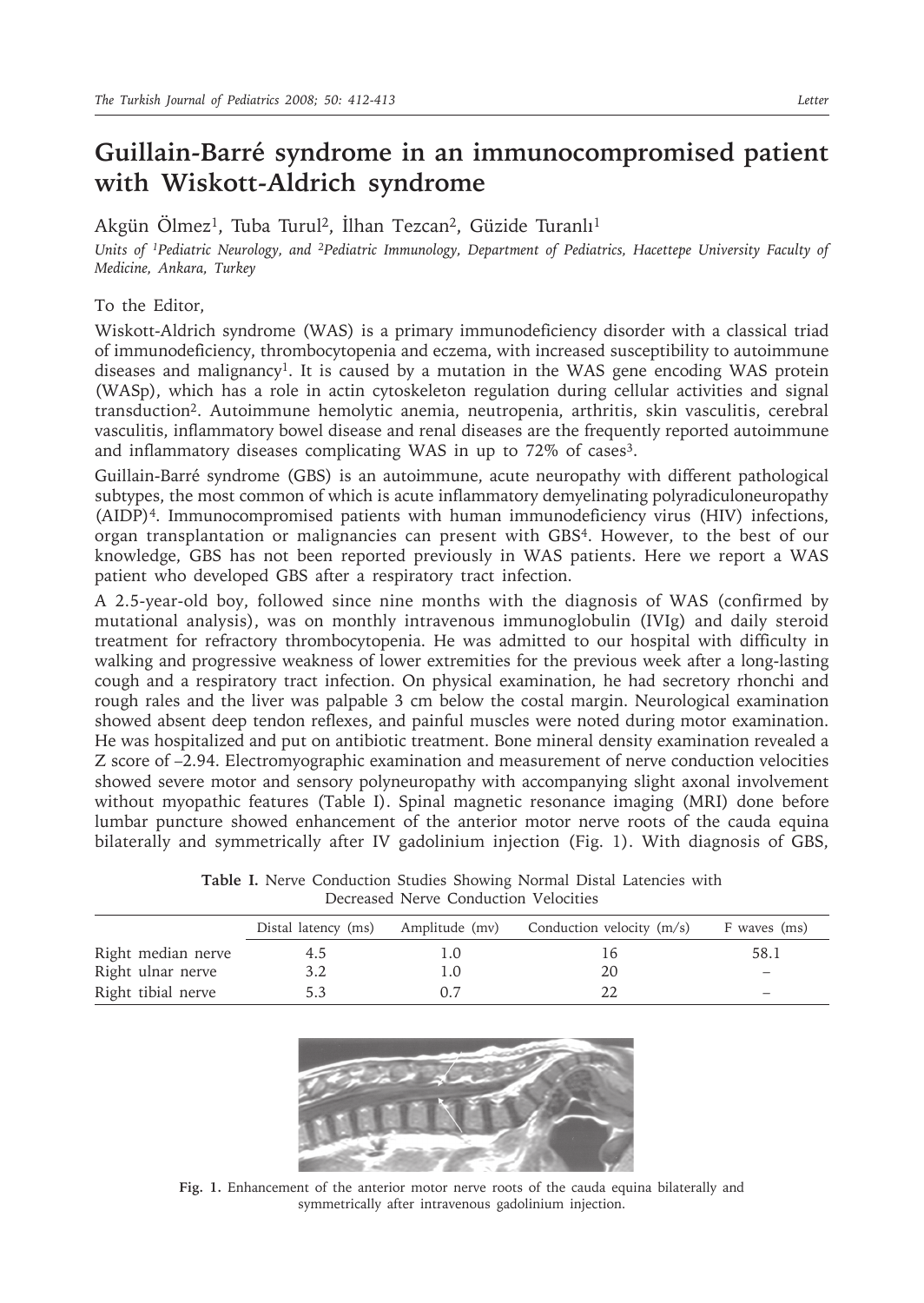# Guillain-Barré syndrome in an immunocompromised patient with Wiskott-Aldrich syndrome

Akgün Ölmez[1], Tuba Turul[2], İlhan Tezcan[2], Güzide Turanlı[1]

*Units of [1]Pediatric Neurology, and [2]Pediatric Immunology, Department of Pediatrics, Hacettepe University Faculty of Medicine, Ankara, Turkey*

To the Editor,

Wiskott-Aldrich syndrome (WAS) is a primary immunodeficiency disorder with a classical triad of immunodeficiency, thrombocytopenia and eczema, with increased susceptibility to autoimmune diseases and malignancy[1]. It is caused by a mutation in the WAS gene encoding WAS protein (WASp), which has a role in actin cytoskeleton regulation during cellular activities and signal transduction[2]. Autoimmune hemolytic anemia, neutropenia, arthritis, skin vasculitis, cerebral vasculitis, inflammatory bowel disease and renal diseases are the frequently reported autoimmune and inflammatory diseases complicating WAS in up to 72% of cases[3].

Guillain-Barré syndrome (GBS) is an autoimmune, acute neuropathy with different pathological subtypes, the most common of which is acute inflammatory demyelinating polyradiculoneuropathy (AIDP)[4]. Immunocompromised patients with human immunodeficiency virus (HIV) infections, organ transplantation or malignancies can present with GBS[4]. However, to the best of our knowledge, GBS has not been reported previously in WAS patients. Here we report a WAS patient who developed GBS after a respiratory tract infection.

A 2.5-year-old boy, followed since nine months with the diagnosis of WAS (confirmed by mutational analysis), was on monthly intravenous immunoglobulin (IVIg) and daily steroid treatment for refractory thrombocytopenia. He was admitted to our hospital with difficulty in walking and progressive weakness of lower extremities for the previous week after a long-lasting cough and a respiratory tract infection. On physical examination, he had secretory rhonchi and rough rales and the liver was palpable 3 cm below the costal margin. Neurological examination showed absent deep tendon reflexes, and painful muscles were noted during motor examination. He was hospitalized and put on antibiotic treatment. Bone mineral density examination revealed a Z score of –2.94. Electromyographic examination and measurement of nerve conduction velocities showed severe motor and sensory polyneuropathy with accompanying slight axonal involvement without myopathic features (Table I). Spinal magnetic resonance imaging (MRI) done before lumbar puncture showed enhancement of the anterior motor nerve roots of the cauda equina bilaterally and symmetrically after IV gadolinium injection (Fig. 1). With diagnosis of GBS,

**Table I.** Nerve Conduction Studies Showing Normal Distal Latencies with Decreased Nerve Conduction Velocities

| | Distal latency (ms) | Amplitude (mv) | Conduction velocity (m/s) | F waves (ms) |
|---|---|---|---|---|
| Right median nerve | 4.5 | 1.0 | 16 | 58.1 |
| Right ulnar nerve | 3.2 | 1.0 | 20 | – |
| Right tibial nerve | 5.3 | 0.7 | 22 | – |

**Fig. 1.** Enhancement of the anterior motor nerve roots of the cauda equina bilaterally and symmetrically after intravenous gadolinium injection.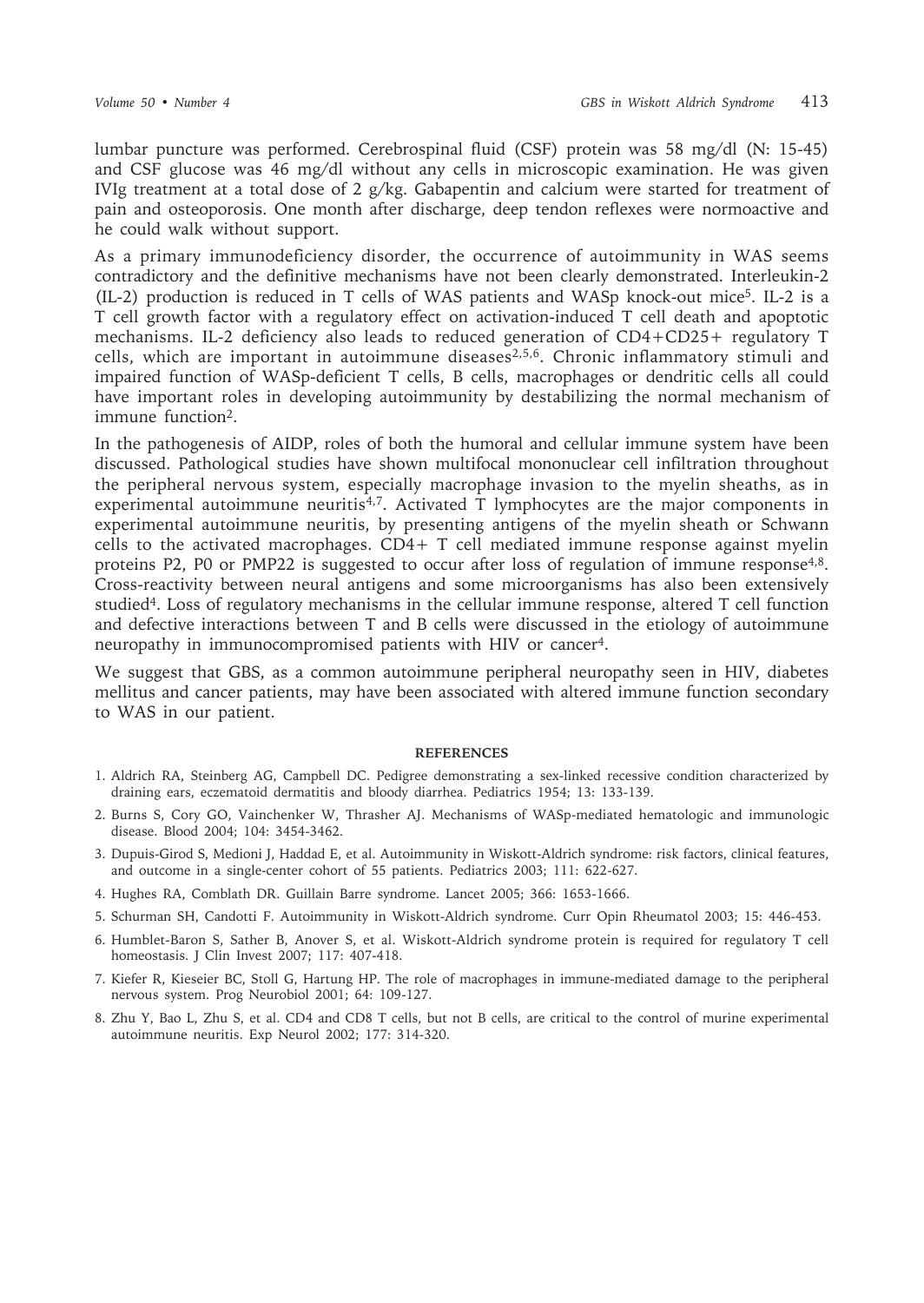lumbar puncture was performed. Cerebrospinal fluid (CSF) protein was 58 mg/dl (N: 15-45) and CSF glucose was 46 mg/dl without any cells in microscopic examination. He was given IVIg treatment at a total dose of 2 g/kg. Gabapentin and calcium were started for treatment of pain and osteoporosis. One month after discharge, deep tendon reflexes were normoactive and he could walk without support.

As a primary immunodeficiency disorder, the occurrence of autoimmunity in WAS seems contradictory and the definitive mechanisms have not been clearly demonstrated. Interleukin-2 (IL-2) production is reduced in T cells of WAS patients and WASp knock-out mice[5]. IL-2 is a T cell growth factor with a regulatory effect on activation-induced T cell death and apoptotic mechanisms. IL-2 deficiency also leads to reduced generation of CD4+CD25+ regulatory T cells, which are important in autoimmune diseases[2,5,6]. Chronic inflammatory stimuli and impaired function of WASp-deficient T cells, B cells, macrophages or dendritic cells all could have important roles in developing autoimmunity by destabilizing the normal mechanism of immune function[2].

In the pathogenesis of AIDP, roles of both the humoral and cellular immune system have been discussed. Pathological studies have shown multifocal mononuclear cell infiltration throughout the peripheral nervous system, especially macrophage invasion to the myelin sheaths, as in experimental autoimmune neuritis[4,7]. Activated T lymphocytes are the major components in experimental autoimmune neuritis, by presenting antigens of the myelin sheath or Schwann cells to the activated macrophages. CD4+ T cell mediated immune response against myelin proteins P2, P0 or PMP22 is suggested to occur after loss of regulation of immune response[4,8]. Cross-reactivity between neural antigens and some microorganisms has also been extensively studied[4]. Loss of regulatory mechanisms in the cellular immune response, altered T cell function and defective interactions between T and B cells were discussed in the etiology of autoimmune neuropathy in immunocompromised patients with HIV or cancer[4].

We suggest that GBS, as a common autoimmune peripheral neuropathy seen in HIV, diabetes mellitus and cancer patients, may have been associated with altered immune function secondary to WAS in our patient.

## REFERENCES

1. Aldrich RA, Steinberg AG, Campbell DC. Pedigree demonstrating a sex-linked recessive condition characterized by draining ears, eczematoid dermatitis and bloody diarrhea. Pediatrics 1954; 13: 133-139.
2. Burns S, Cory GO, Vainchenker W, Thrasher AJ. Mechanisms of WASp-mediated hematologic and immunologic disease. Blood 2004; 104: 3454-3462.
3. Dupuis-Girod S, Medioni J, Haddad E, et al. Autoimmunity in Wiskott-Aldrich syndrome: risk factors, clinical features, and outcome in a single-center cohort of 55 patients. Pediatrics 2003; 111: 622-627.
4. Hughes RA, Comblath DR. Guillain Barre syndrome. Lancet 2005; 366: 1653-1666.
5. Schurman SH, Candotti F. Autoimmunity in Wiskott-Aldrich syndrome. Curr Opin Rheumatol 2003; 15: 446-453.
6. Humblet-Baron S, Sather B, Anover S, et al. Wiskott-Aldrich syndrome protein is required for regulatory T cell homeostasis. J Clin Invest 2007; 117: 407-418.
7. Kiefer R, Kieseier BC, Stoll G, Hartung HP. The role of macrophages in immune-mediated damage to the peripheral nervous system. Prog Neurobiol 2001; 64: 109-127.
8. Zhu Y, Bao L, Zhu S, et al. CD4 and CD8 T cells, but not B cells, are critical to the control of murine experimental autoimmune neuritis. Exp Neurol 2002; 177: 314-320.